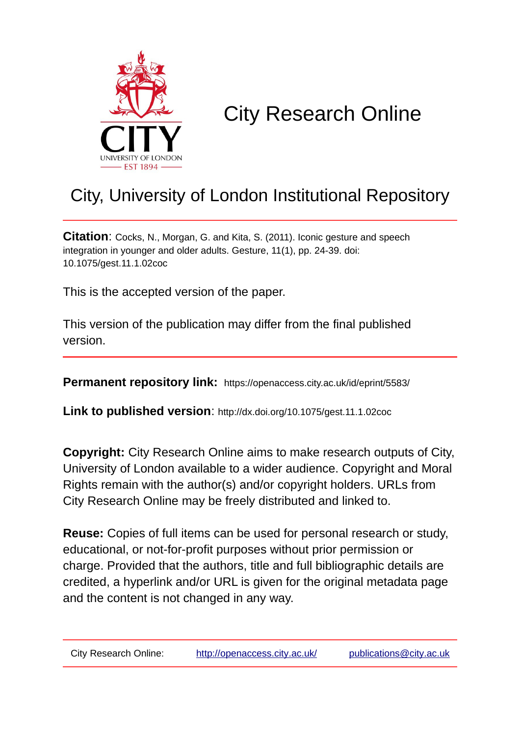# City Research Online

## City, University of London Institutional Repository

**Citation**: Cocks, N., Morgan, G. and Kita, S. (2011). Iconic gesture and speech integration in younger and older adults. Gesture, 11(1), pp. 24-39. doi: 10.1075/gest.11.1.02coc

This is the accepted version of the paper.

This version of the publication may differ from the final published version.

**Permanent repository link:** https://openaccess.city.ac.uk/id/eprint/5583/

**Link to published version**: http://dx.doi.org/10.1075/gest.11.1.02coc

**Copyright:** City Research Online aims to make research outputs of City, University of London available to a wider audience. Copyright and Moral Rights remain with the author(s) and/or copyright holders. URLs from City Research Online may be freely distributed and linked to.

**Reuse:** Copies of full items can be used for personal research or study, educational, or not-for-profit purposes without prior permission or charge. Provided that the authors, title and full bibliographic details are credited, a hyperlink and/or URL is given for the original metadata page and the content is not changed in any way.

City Research Online: http://openaccess.city.ac.uk/ publications@city.ac.uk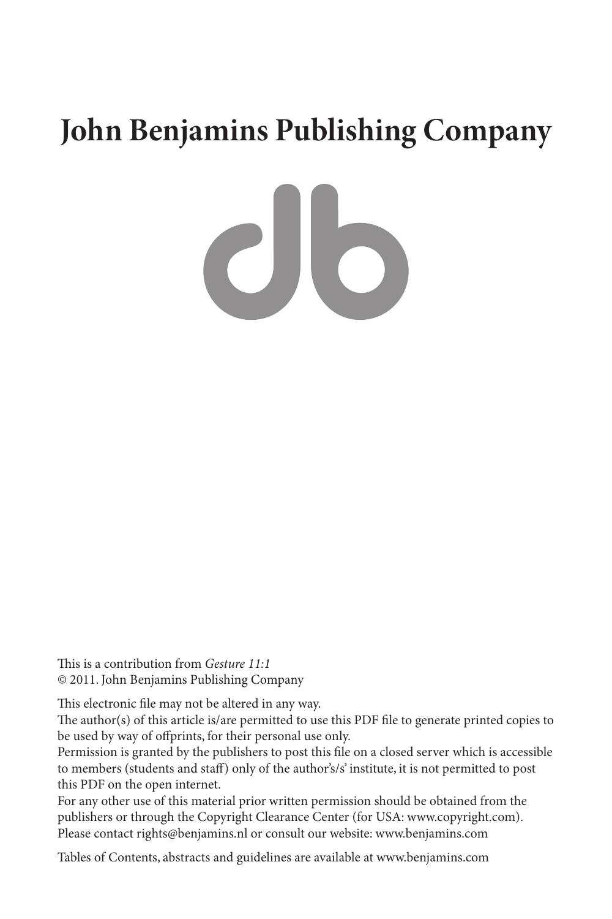# John Benjamins Publishing Company

This is a contribution from *Gesture 11:1*
© 2011. John Benjamins Publishing Company

This electronic file may not be altered in any way.
The author(s) of this article is/are permitted to use this PDF file to generate printed copies to be used by way of offprints, for their personal use only.
Permission is granted by the publishers to post this file on a closed server which is accessible to members (students and staff) only of the author's/s' institute, it is not permitted to post this PDF on the open internet.
For any other use of this material prior written permission should be obtained from the publishers or through the Copyright Clearance Center (for USA: www.copyright.com).
Please contact rights@benjamins.nl or consult our website: www.benjamins.com

Tables of Contents, abstracts and guidelines are available at www.benjamins.com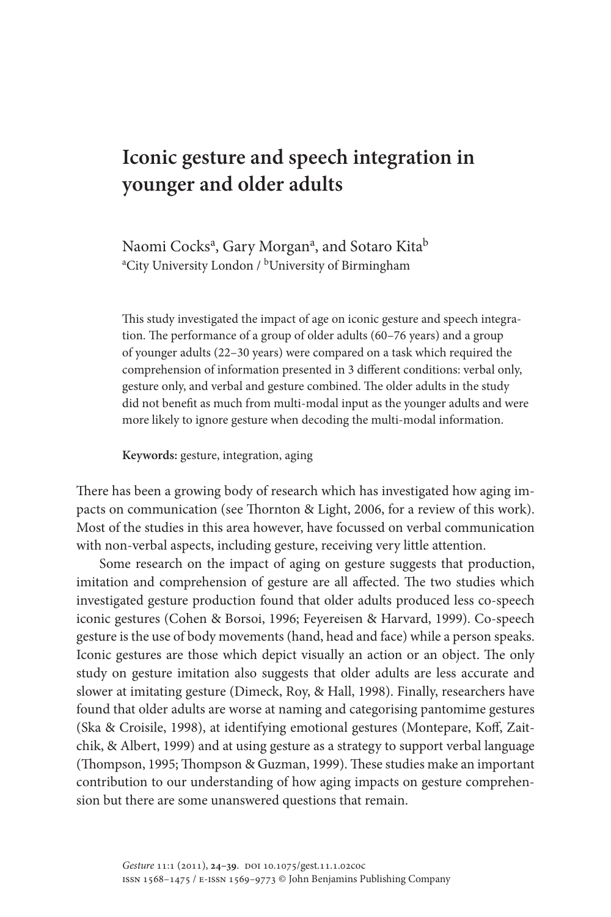# Iconic gesture and speech integration in younger and older adults

Naomi Cocks[a], Gary Morgan[a], and Sotaro Kita[b]
[a]City University London / [b]University of Birmingham

This study investigated the impact of age on iconic gesture and speech integration. The performance of a group of older adults (60–76 years) and a group of younger adults (22–30 years) were compared on a task which required the comprehension of information presented in 3 different conditions: verbal only, gesture only, and verbal and gesture combined. The older adults in the study did not benefit as much from multi-modal input as the younger adults and were more likely to ignore gesture when decoding the multi-modal information.

**Keywords:** gesture, integration, aging

There has been a growing body of research which has investigated how aging impacts on communication (see Thornton & Light, 2006, for a review of this work). Most of the studies in this area however, have focussed on verbal communication with non-verbal aspects, including gesture, receiving very little attention.

Some research on the impact of aging on gesture suggests that production, imitation and comprehension of gesture are all affected. The two studies which investigated gesture production found that older adults produced less co-speech iconic gestures (Cohen & Borsoi, 1996; Feyereisen & Harvard, 1999). Co-speech gesture is the use of body movements (hand, head and face) while a person speaks. Iconic gestures are those which depict visually an action or an object. The only study on gesture imitation also suggests that older adults are less accurate and slower at imitating gesture (Dimeck, Roy, & Hall, 1998). Finally, researchers have found that older adults are worse at naming and categorising pantomime gestures (Ska & Croisile, 1998), at identifying emotional gestures (Montepare, Koff, Zaitchik, & Albert, 1999) and at using gesture as a strategy to support verbal language (Thompson, 1995; Thompson & Guzman, 1999). These studies make an important contribution to our understanding of how aging impacts on gesture comprehension but there are some unanswered questions that remain.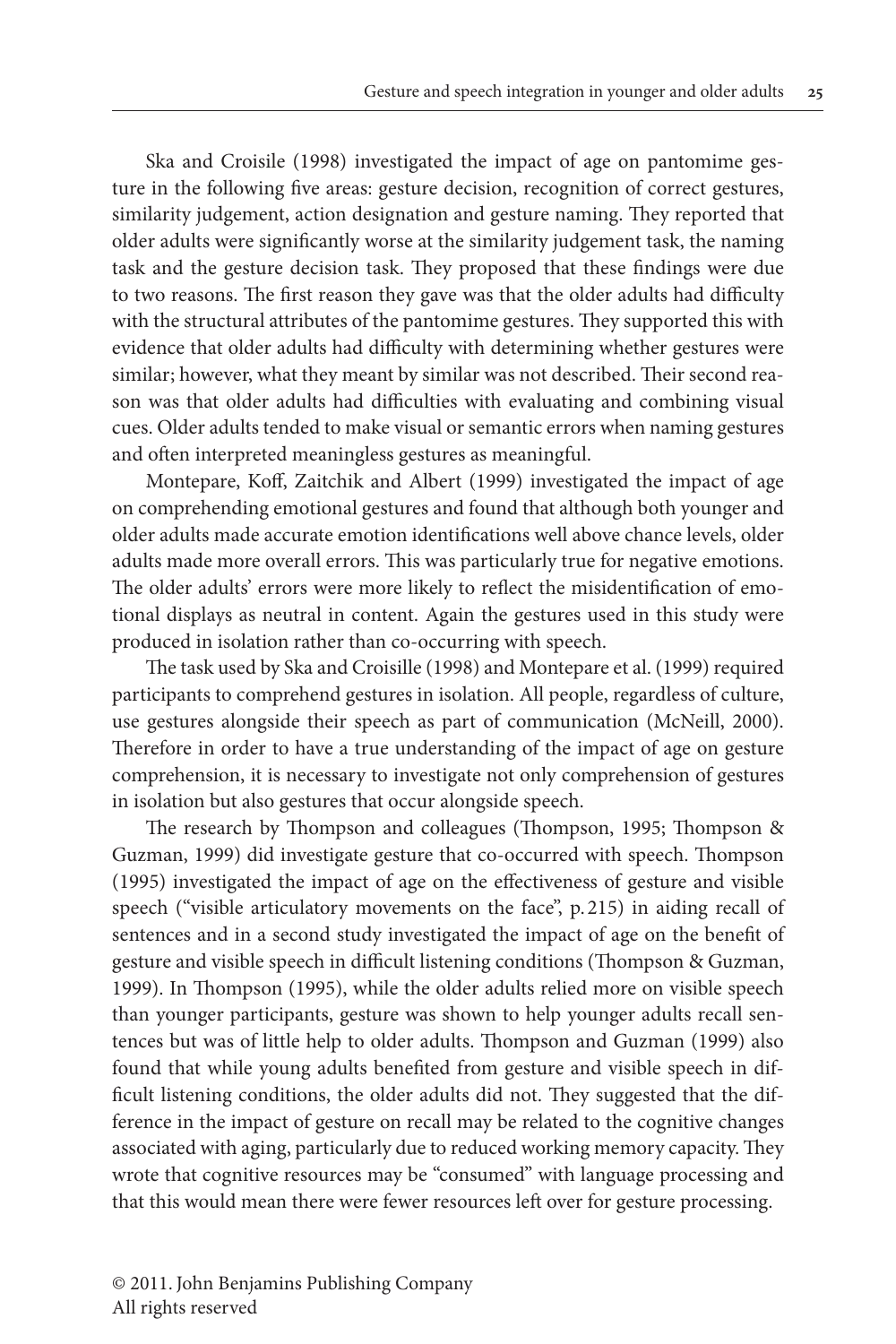Ska and Croisile (1998) investigated the impact of age on pantomime gesture in the following five areas: gesture decision, recognition of correct gestures, similarity judgement, action designation and gesture naming. They reported that older adults were significantly worse at the similarity judgement task, the naming task and the gesture decision task. They proposed that these findings were due to two reasons. The first reason they gave was that the older adults had difficulty with the structural attributes of the pantomime gestures. They supported this with evidence that older adults had difficulty with determining whether gestures were similar; however, what they meant by similar was not described. Their second reason was that older adults had difficulties with evaluating and combining visual cues. Older adults tended to make visual or semantic errors when naming gestures and often interpreted meaningless gestures as meaningful.

Montepare, Koff, Zaitchik and Albert (1999) investigated the impact of age on comprehending emotional gestures and found that although both younger and older adults made accurate emotion identifications well above chance levels, older adults made more overall errors. This was particularly true for negative emotions. The older adults' errors were more likely to reflect the misidentification of emotional displays as neutral in content. Again the gestures used in this study were produced in isolation rather than co-occurring with speech.

The task used by Ska and Croisille (1998) and Montepare et al. (1999) required participants to comprehend gestures in isolation. All people, regardless of culture, use gestures alongside their speech as part of communication (McNeill, 2000). Therefore in order to have a true understanding of the impact of age on gesture comprehension, it is necessary to investigate not only comprehension of gestures in isolation but also gestures that occur alongside speech.

The research by Thompson and colleagues (Thompson, 1995; Thompson & Guzman, 1999) did investigate gesture that co-occurred with speech. Thompson (1995) investigated the impact of age on the effectiveness of gesture and visible speech ("visible articulatory movements on the face", p. 215) in aiding recall of sentences and in a second study investigated the impact of age on the benefit of gesture and visible speech in difficult listening conditions (Thompson & Guzman, 1999). In Thompson (1995), while the older adults relied more on visible speech than younger participants, gesture was shown to help younger adults recall sentences but was of little help to older adults. Thompson and Guzman (1999) also found that while young adults benefited from gesture and visible speech in difficult listening conditions, the older adults did not. They suggested that the difference in the impact of gesture on recall may be related to the cognitive changes associated with aging, particularly due to reduced working memory capacity. They wrote that cognitive resources may be "consumed" with language processing and that this would mean there were fewer resources left over for gesture processing.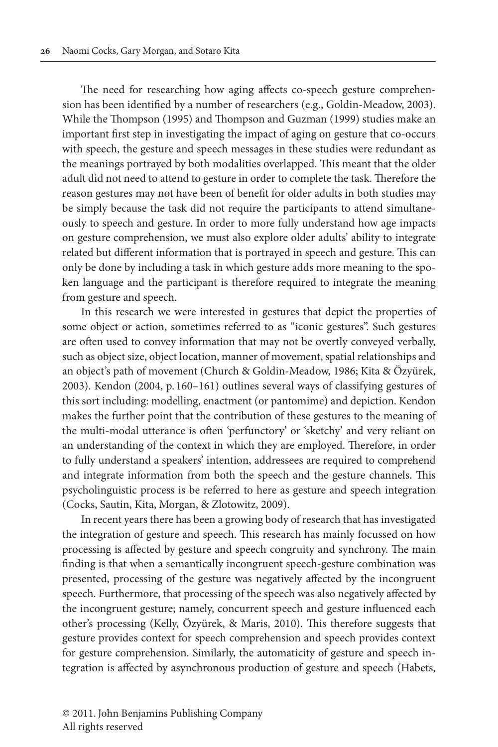The need for researching how aging affects co-speech gesture comprehension has been identified by a number of researchers (e.g., Goldin-Meadow, 2003). While the Thompson (1995) and Thompson and Guzman (1999) studies make an important first step in investigating the impact of aging on gesture that co-occurs with speech, the gesture and speech messages in these studies were redundant as the meanings portrayed by both modalities overlapped. This meant that the older adult did not need to attend to gesture in order to complete the task. Therefore the reason gestures may not have been of benefit for older adults in both studies may be simply because the task did not require the participants to attend simultaneously to speech and gesture. In order to more fully understand how age impacts on gesture comprehension, we must also explore older adults' ability to integrate related but different information that is portrayed in speech and gesture. This can only be done by including a task in which gesture adds more meaning to the spoken language and the participant is therefore required to integrate the meaning from gesture and speech.

In this research we were interested in gestures that depict the properties of some object or action, sometimes referred to as "iconic gestures". Such gestures are often used to convey information that may not be overtly conveyed verbally, such as object size, object location, manner of movement, spatial relationships and an object's path of movement (Church & Goldin-Meadow, 1986; Kita & Özyürek, 2003). Kendon (2004, p. 160–161) outlines several ways of classifying gestures of this sort including: modelling, enactment (or pantomime) and depiction. Kendon makes the further point that the contribution of these gestures to the meaning of the multi-modal utterance is often 'perfunctory' or 'sketchy' and very reliant on an understanding of the context in which they are employed. Therefore, in order to fully understand a speakers' intention, addressees are required to comprehend and integrate information from both the speech and the gesture channels. This psycholinguistic process is be referred to here as gesture and speech integration (Cocks, Sautin, Kita, Morgan, & Zlotowitz, 2009).

In recent years there has been a growing body of research that has investigated the integration of gesture and speech. This research has mainly focussed on how processing is affected by gesture and speech congruity and synchrony. The main finding is that when a semantically incongruent speech-gesture combination was presented, processing of the gesture was negatively affected by the incongruent speech. Furthermore, that processing of the speech was also negatively affected by the incongruent gesture; namely, concurrent speech and gesture influenced each other's processing (Kelly, Özyürek, & Maris, 2010). This therefore suggests that gesture provides context for speech comprehension and speech provides context for gesture comprehension. Similarly, the automaticity of gesture and speech integration is affected by asynchronous production of gesture and speech (Habets,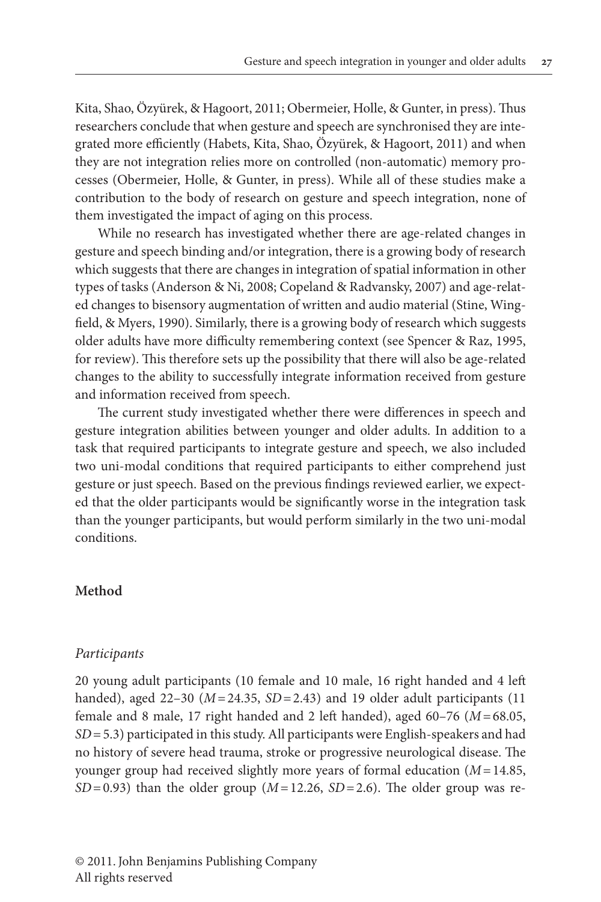Kita, Shao, Özyürek, & Hagoort, 2011; Obermeier, Holle, & Gunter, in press). Thus researchers conclude that when gesture and speech are synchronised they are integrated more efficiently (Habets, Kita, Shao, Özyürek, & Hagoort, 2011) and when they are not integration relies more on controlled (non-automatic) memory processes (Obermeier, Holle, & Gunter, in press). While all of these studies make a contribution to the body of research on gesture and speech integration, none of them investigated the impact of aging on this process.

While no research has investigated whether there are age-related changes in gesture and speech binding and/or integration, there is a growing body of research which suggests that there are changes in integration of spatial information in other types of tasks (Anderson & Ni, 2008; Copeland & Radvansky, 2007) and age-related changes to bisensory augmentation of written and audio material (Stine, Wingfield, & Myers, 1990). Similarly, there is a growing body of research which suggests older adults have more difficulty remembering context (see Spencer & Raz, 1995, for review). This therefore sets up the possibility that there will also be age-related changes to the ability to successfully integrate information received from gesture and information received from speech.

The current study investigated whether there were differences in speech and gesture integration abilities between younger and older adults. In addition to a task that required participants to integrate gesture and speech, we also included two uni-modal conditions that required participants to either comprehend just gesture or just speech. Based on the previous findings reviewed earlier, we expected that the older participants would be significantly worse in the integration task than the younger participants, but would perform similarly in the two uni-modal conditions.

## Method

### *Participants*

20 young adult participants (10 female and 10 male, 16 right handed and 4 left handed), aged 22–30 ($M = 24.35$, $SD = 2.43$) and 19 older adult participants (11 female and 8 male, 17 right handed and 2 left handed), aged 60–76 ($M = 68.05$, $SD = 5.3$) participated in this study. All participants were English-speakers and had no history of severe head trauma, stroke or progressive neurological disease. The younger group had received slightly more years of formal education ($M = 14.85$, $SD = 0.93$) than the older group ($M = 12.26$, $SD = 2.6$). The older group was re-

© 2011. John Benjamins Publishing Company
All rights reserved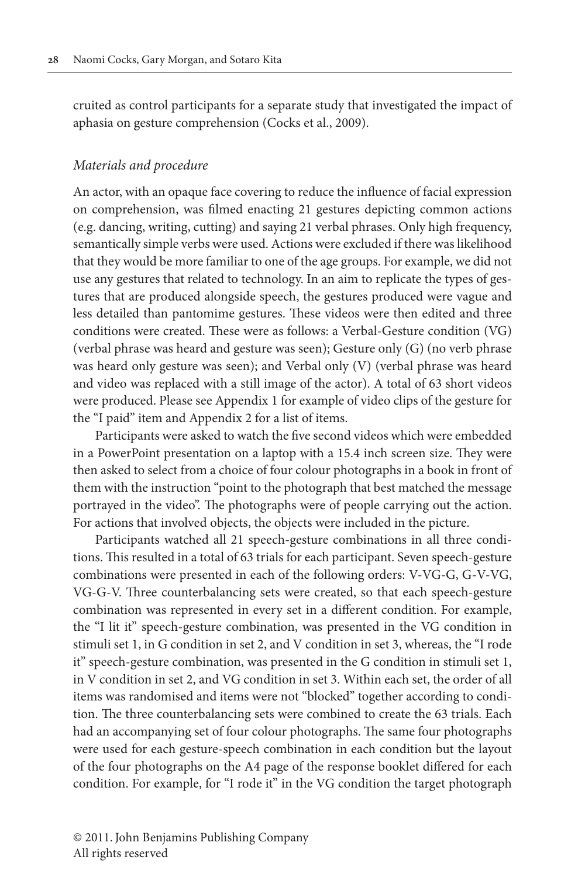cruited as control participants for a separate study that investigated the impact of aphasia on gesture comprehension (Cocks et al., 2009).

### *Materials and procedure*

An actor, with an opaque face covering to reduce the influence of facial expression on comprehension, was filmed enacting 21 gestures depicting common actions (e.g. dancing, writing, cutting) and saying 21 verbal phrases. Only high frequency, semantically simple verbs were used. Actions were excluded if there was likelihood that they would be more familiar to one of the age groups. For example, we did not use any gestures that related to technology. In an aim to replicate the types of gestures that are produced alongside speech, the gestures produced were vague and less detailed than pantomime gestures. These videos were then edited and three conditions were created. These were as follows: a Verbal-Gesture condition (VG) (verbal phrase was heard and gesture was seen); Gesture only (G) (no verb phrase was heard only gesture was seen); and Verbal only (V) (verbal phrase was heard and video was replaced with a still image of the actor). A total of 63 short videos were produced. Please see Appendix 1 for example of video clips of the gesture for the "I paid" item and Appendix 2 for a list of items.

Participants were asked to watch the five second videos which were embedded in a PowerPoint presentation on a laptop with a 15.4 inch screen size. They were then asked to select from a choice of four colour photographs in a book in front of them with the instruction "point to the photograph that best matched the message portrayed in the video". The photographs were of people carrying out the action. For actions that involved objects, the objects were included in the picture.

Participants watched all 21 speech-gesture combinations in all three conditions. This resulted in a total of 63 trials for each participant. Seven speech-gesture combinations were presented in each of the following orders: V-VG-G, G-V-VG, VG-G-V. Three counterbalancing sets were created, so that each speech-gesture combination was represented in every set in a different condition. For example, the "I lit it" speech-gesture combination, was presented in the VG condition in stimuli set 1, in G condition in set 2, and V condition in set 3, whereas, the "I rode it" speech-gesture combination, was presented in the G condition in stimuli set 1, in V condition in set 2, and VG condition in set 3. Within each set, the order of all items was randomised and items were not "blocked" together according to condition. The three counterbalancing sets were combined to create the 63 trials. Each had an accompanying set of four colour photographs. The same four photographs were used for each gesture-speech combination in each condition but the layout of the four photographs on the A4 page of the response booklet differed for each condition. For example, for "I rode it" in the VG condition the target photograph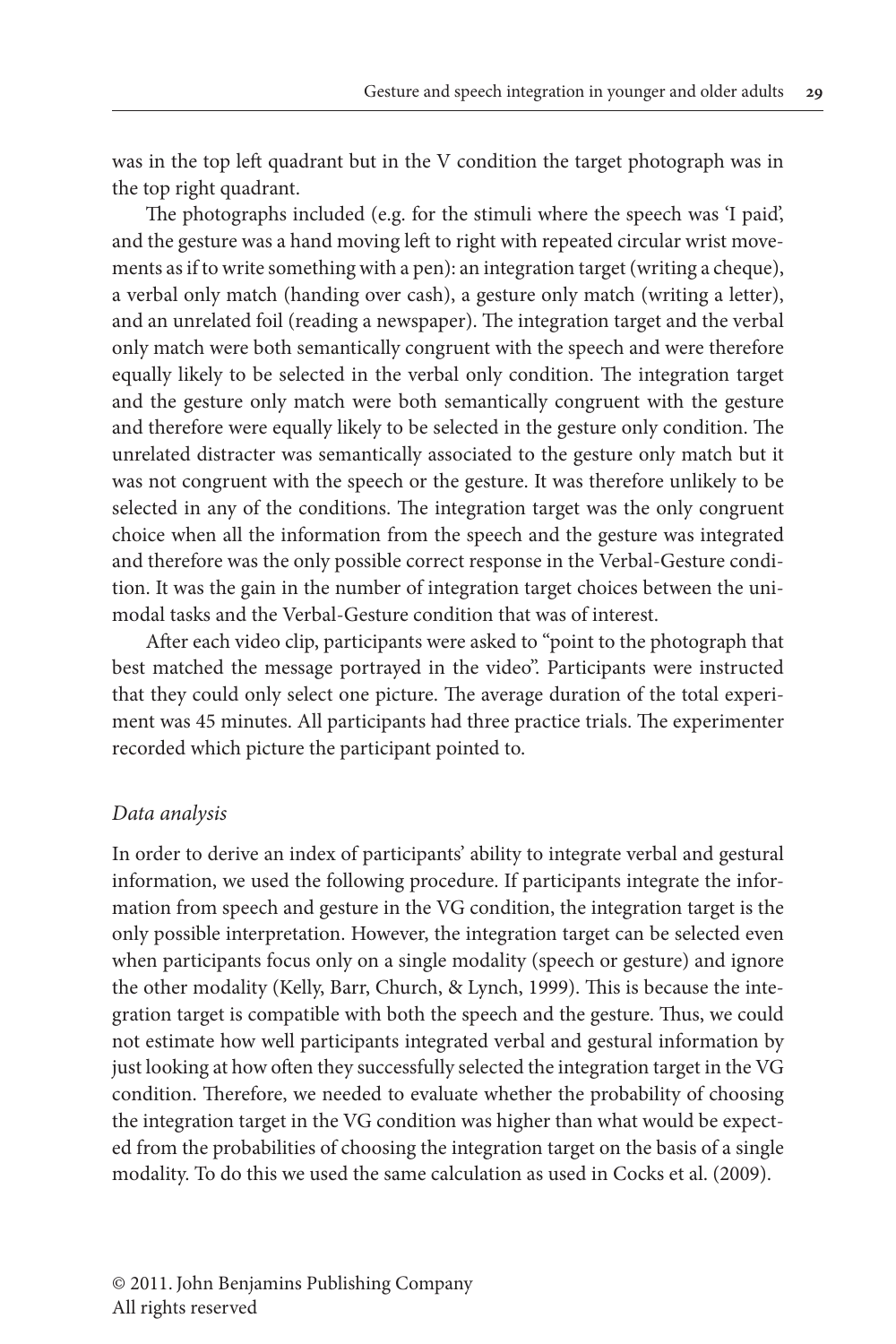was in the top left quadrant but in the V condition the target photograph was in the top right quadrant.

The photographs included (e.g. for the stimuli where the speech was 'I paid', and the gesture was a hand moving left to right with repeated circular wrist movements as if to write something with a pen): an integration target (writing a cheque), a verbal only match (handing over cash), a gesture only match (writing a letter), and an unrelated foil (reading a newspaper). The integration target and the verbal only match were both semantically congruent with the speech and were therefore equally likely to be selected in the verbal only condition. The integration target and the gesture only match were both semantically congruent with the gesture and therefore were equally likely to be selected in the gesture only condition. The unrelated distracter was semantically associated to the gesture only match but it was not congruent with the speech or the gesture. It was therefore unlikely to be selected in any of the conditions. The integration target was the only congruent choice when all the information from the speech and the gesture was integrated and therefore was the only possible correct response in the Verbal-Gesture condition. It was the gain in the number of integration target choices between the unimodal tasks and the Verbal-Gesture condition that was of interest.

After each video clip, participants were asked to "point to the photograph that best matched the message portrayed in the video". Participants were instructed that they could only select one picture. The average duration of the total experiment was 45 minutes. All participants had three practice trials. The experimenter recorded which picture the participant pointed to.

### *Data analysis*

In order to derive an index of participants' ability to integrate verbal and gestural information, we used the following procedure. If participants integrate the information from speech and gesture in the VG condition, the integration target is the only possible interpretation. However, the integration target can be selected even when participants focus only on a single modality (speech or gesture) and ignore the other modality (Kelly, Barr, Church, & Lynch, 1999). This is because the integration target is compatible with both the speech and the gesture. Thus, we could not estimate how well participants integrated verbal and gestural information by just looking at how often they successfully selected the integration target in the VG condition. Therefore, we needed to evaluate whether the probability of choosing the integration target in the VG condition was higher than what would be expected from the probabilities of choosing the integration target on the basis of a single modality. To do this we used the same calculation as used in Cocks et al. (2009).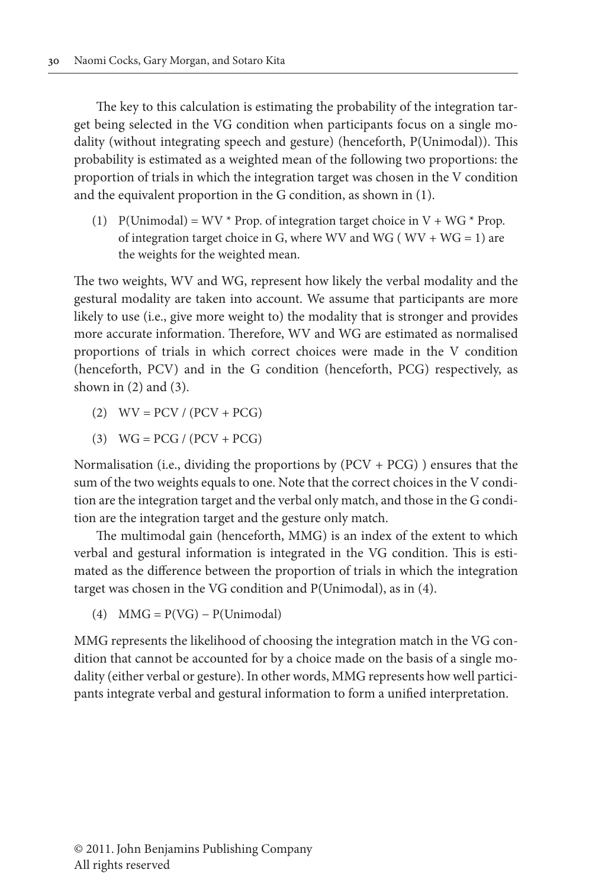The key to this calculation is estimating the probability of the integration target being selected in the VG condition when participants focus on a single modality (without integrating speech and gesture) (henceforth, P(Unimodal)). This probability is estimated as a weighted mean of the following two proportions: the proportion of trials in which the integration target was chosen in the V condition and the equivalent proportion in the G condition, as shown in (1).

(1) P(Unimodal) = WV * Prop. of integration target choice in V + WG * Prop. of integration target choice in G, where WV and WG ( WV + WG = 1) are the weights for the weighted mean.

The two weights, WV and WG, represent how likely the verbal modality and the gestural modality are taken into account. We assume that participants are more likely to use (i.e., give more weight to) the modality that is stronger and provides more accurate information. Therefore, WV and WG are estimated as normalised proportions of trials in which correct choices were made in the V condition (henceforth, PCV) and in the G condition (henceforth, PCG) respectively, as shown in (2) and (3).

(2) WV = PCV / (PCV + PCG)

(3) WG = PCG / (PCV + PCG)

Normalisation (i.e., dividing the proportions by (PCV + PCG) ) ensures that the sum of the two weights equals to one. Note that the correct choices in the V condition are the integration target and the verbal only match, and those in the G condition are the integration target and the gesture only match.

The multimodal gain (henceforth, MMG) is an index of the extent to which verbal and gestural information is integrated in the VG condition. This is estimated as the difference between the proportion of trials in which the integration target was chosen in the VG condition and P(Unimodal), as in (4).

(4) MMG = P(VG) − P(Unimodal)

MMG represents the likelihood of choosing the integration match in the VG condition that cannot be accounted for by a choice made on the basis of a single modality (either verbal or gesture). In other words, MMG represents how well participants integrate verbal and gestural information to form a unified interpretation.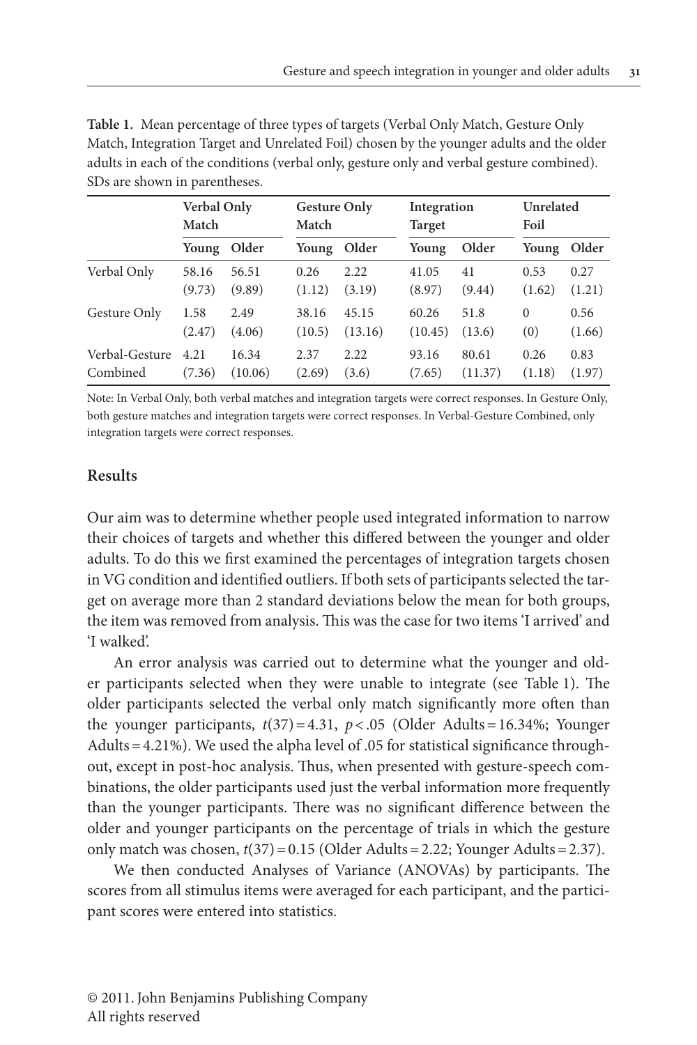**Table 1.** Mean percentage of three types of targets (Verbal Only Match, Gesture Only Match, Integration Target and Unrelated Foil) chosen by the younger adults and the older adults in each of the conditions (verbal only, gesture only and verbal gesture combined). SDs are shown in parentheses.

| | Verbal Only Match | | Gesture Only Match | | Integration Target | | Unrelated Foil | |
|---|---|---|---|---|---|---|---|---|
| | Young | Older | Young | Older | Young | Older | Young | Older |
| Verbal Only | 58.16 (9.73) | 56.51 (9.89) | 0.26 (1.12) | 2.22 (3.19) | 41.05 (8.97) | 41 (9.44) | 0.53 (1.62) | 0.27 (1.21) |
| Gesture Only | 1.58 (2.47) | 2.49 (4.06) | 38.16 (10.5) | 45.15 (13.16) | 60.26 (10.45) | 51.8 (13.6) | 0 (0) | 0.56 (1.66) |
| Verbal-Gesture Combined | 4.21 (7.36) | 16.34 (10.06) | 2.37 (2.69) | 2.22 (3.6) | 93.16 (7.65) | 80.61 (11.37) | 0.26 (1.18) | 0.83 (1.97) |

Note: In Verbal Only, both verbal matches and integration targets were correct responses. In Gesture Only, both gesture matches and integration targets were correct responses. In Verbal-Gesture Combined, only integration targets were correct responses.

## Results

Our aim was to determine whether people used integrated information to narrow their choices of targets and whether this differed between the younger and older adults. To do this we first examined the percentages of integration targets chosen in VG condition and identified outliers. If both sets of participants selected the target on average more than 2 standard deviations below the mean for both groups, the item was removed from analysis. This was the case for two items 'I arrived' and 'I walked'.

An error analysis was carried out to determine what the younger and older participants selected when they were unable to integrate (see Table 1). The older participants selected the verbal only match significantly more often than the younger participants, $t(37) = 4.31$, $p < .05$ (Older Adults = 16.34%; Younger Adults = 4.21%). We used the alpha level of .05 for statistical significance throughout, except in post-hoc analysis. Thus, when presented with gesture-speech combinations, the older participants used just the verbal information more frequently than the younger participants. There was no significant difference between the older and younger participants on the percentage of trials in which the gesture only match was chosen, $t(37) = 0.15$ (Older Adults = 2.22; Younger Adults = 2.37).

We then conducted Analyses of Variance (ANOVAs) by participants. The scores from all stimulus items were averaged for each participant, and the participant scores were entered into statistics.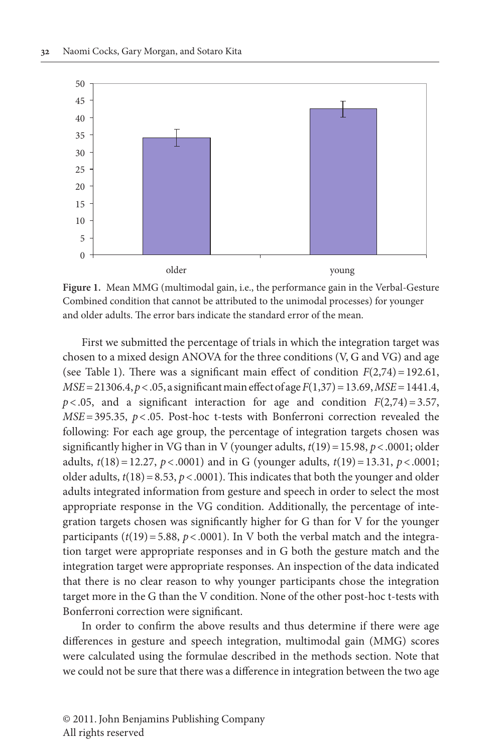**Figure 1.** Mean MMG (multimodal gain, i.e., the performance gain in the Verbal-Gesture Combined condition that cannot be attributed to the unimodal processes) for younger and older adults. The error bars indicate the standard error of the mean.

First we submitted the percentage of trials in which the integration target was chosen to a mixed design ANOVA for the three conditions (V, G and VG) and age (see Table 1). There was a significant main effect of condition $F(2,74) = 192.61$, $MSE = 21306.4$, $p < .05$, a significant main effect of age $F(1,37) = 13.69$, $MSE = 1441.4$, $p < .05$, and a significant interaction for age and condition $F(2,74) = 3.57$, $MSE = 395.35$, $p < .05$. Post-hoc t-tests with Bonferroni correction revealed the following: For each age group, the percentage of integration targets chosen was significantly higher in VG than in V (younger adults, $t(19) = 15.98$, $p < .0001$; older adults, $t(18) = 12.27$, $p < .0001$) and in G (younger adults, $t(19) = 13.31$, $p < .0001$; older adults, $t(18) = 8.53$, $p < .0001$). This indicates that both the younger and older adults integrated information from gesture and speech in order to select the most appropriate response in the VG condition. Additionally, the percentage of integration targets chosen was significantly higher for G than for V for the younger participants ($t(19) = 5.88$, $p < .0001$). In V both the verbal match and the integration target were appropriate responses and in G both the gesture match and the integration target were appropriate responses. An inspection of the data indicated that there is no clear reason to why younger participants chose the integration target more in the G than the V condition. None of the other post-hoc t-tests with Bonferroni correction were significant.

In order to confirm the above results and thus determine if there were age differences in gesture and speech integration, multimodal gain (MMG) scores were calculated using the formulae described in the methods section. Note that we could not be sure that there was a difference in integration between the two age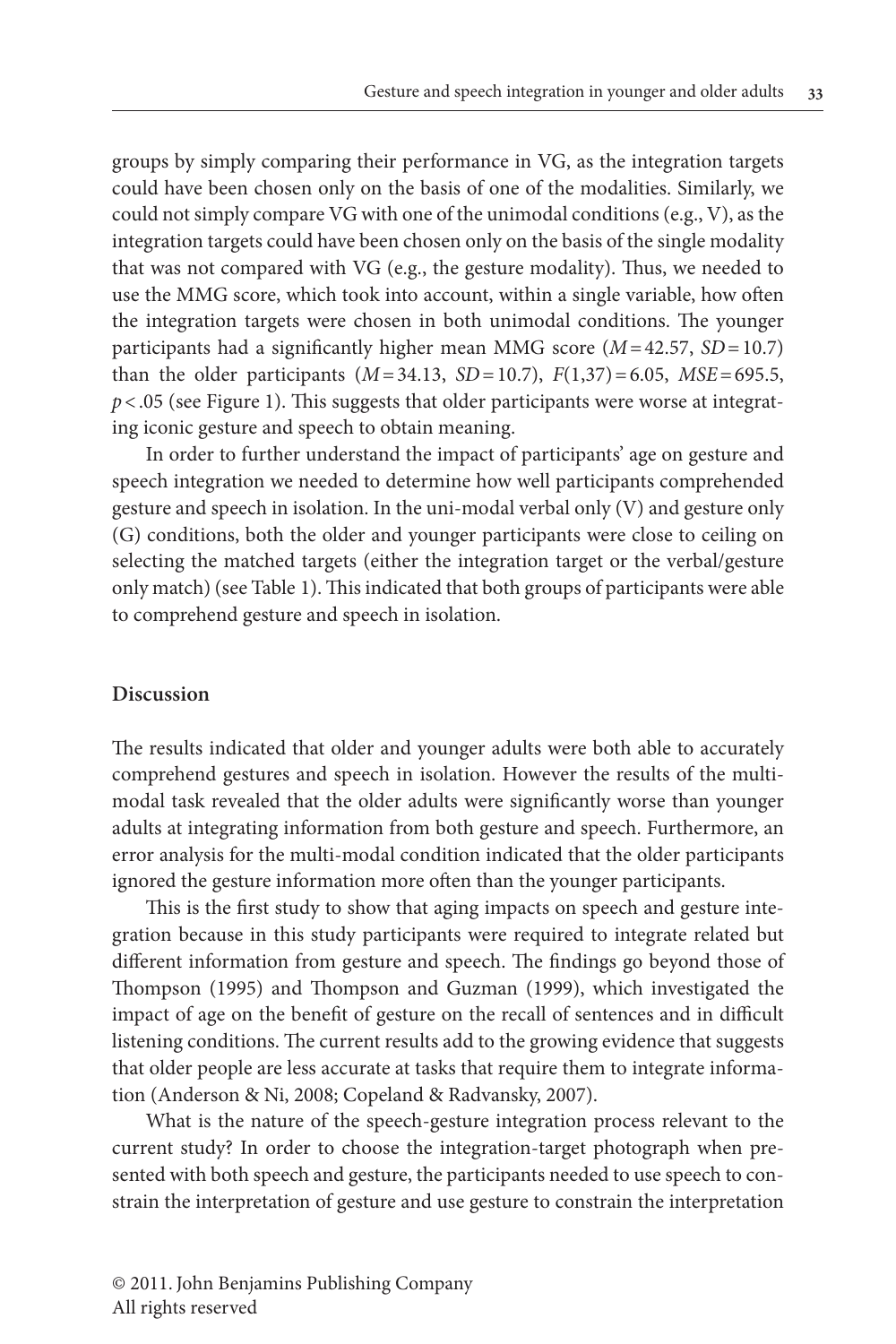groups by simply comparing their performance in VG, as the integration targets could have been chosen only on the basis of one of the modalities. Similarly, we could not simply compare VG with one of the unimodal conditions (e.g., V), as the integration targets could have been chosen only on the basis of the single modality that was not compared with VG (e.g., the gesture modality). Thus, we needed to use the MMG score, which took into account, within a single variable, how often the integration targets were chosen in both unimodal conditions. The younger participants had a significantly higher mean MMG score ($M = 42.57$, $SD = 10.7$) than the older participants ($M = 34.13$, $SD = 10.7$), $F(1,37) = 6.05$, $MSE = 695.5$, $p < .05$ (see Figure 1). This suggests that older participants were worse at integrating iconic gesture and speech to obtain meaning.

In order to further understand the impact of participants' age on gesture and speech integration we needed to determine how well participants comprehended gesture and speech in isolation. In the uni-modal verbal only (V) and gesture only (G) conditions, both the older and younger participants were close to ceiling on selecting the matched targets (either the integration target or the verbal/gesture only match) (see Table 1). This indicated that both groups of participants were able to comprehend gesture and speech in isolation.

## Discussion

The results indicated that older and younger adults were both able to accurately comprehend gestures and speech in isolation. However the results of the multi-modal task revealed that the older adults were significantly worse than younger adults at integrating information from both gesture and speech. Furthermore, an error analysis for the multi-modal condition indicated that the older participants ignored the gesture information more often than the younger participants.

This is the first study to show that aging impacts on speech and gesture integration because in this study participants were required to integrate related but different information from gesture and speech. The findings go beyond those of Thompson (1995) and Thompson and Guzman (1999), which investigated the impact of age on the benefit of gesture on the recall of sentences and in difficult listening conditions. The current results add to the growing evidence that suggests that older people are less accurate at tasks that require them to integrate information (Anderson & Ni, 2008; Copeland & Radvansky, 2007).

What is the nature of the speech-gesture integration process relevant to the current study? In order to choose the integration-target photograph when presented with both speech and gesture, the participants needed to use speech to constrain the interpretation of gesture and use gesture to constrain the interpretation

© 2011. John Benjamins Publishing Company
All rights reserved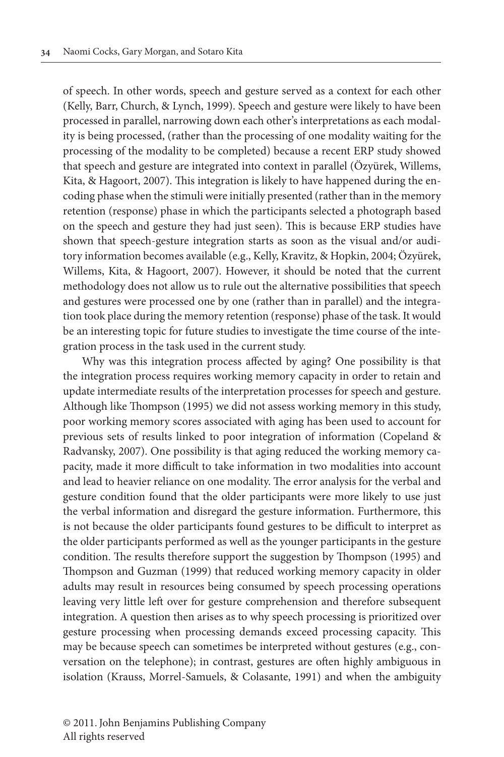of speech. In other words, speech and gesture served as a context for each other (Kelly, Barr, Church, & Lynch, 1999). Speech and gesture were likely to have been processed in parallel, narrowing down each other's interpretations as each modality is being processed, (rather than the processing of one modality waiting for the processing of the modality to be completed) because a recent ERP study showed that speech and gesture are integrated into context in parallel (Özyürek, Willems, Kita, & Hagoort, 2007). This integration is likely to have happened during the encoding phase when the stimuli were initially presented (rather than in the memory retention (response) phase in which the participants selected a photograph based on the speech and gesture they had just seen). This is because ERP studies have shown that speech-gesture integration starts as soon as the visual and/or auditory information becomes available (e.g., Kelly, Kravitz, & Hopkin, 2004; Özyürek, Willems, Kita, & Hagoort, 2007). However, it should be noted that the current methodology does not allow us to rule out the alternative possibilities that speech and gestures were processed one by one (rather than in parallel) and the integration took place during the memory retention (response) phase of the task. It would be an interesting topic for future studies to investigate the time course of the integration process in the task used in the current study.

Why was this integration process affected by aging? One possibility is that the integration process requires working memory capacity in order to retain and update intermediate results of the interpretation processes for speech and gesture. Although like Thompson (1995) we did not assess working memory in this study, poor working memory scores associated with aging has been used to account for previous sets of results linked to poor integration of information (Copeland & Radvansky, 2007). One possibility is that aging reduced the working memory capacity, made it more difficult to take information in two modalities into account and lead to heavier reliance on one modality. The error analysis for the verbal and gesture condition found that the older participants were more likely to use just the verbal information and disregard the gesture information. Furthermore, this is not because the older participants found gestures to be difficult to interpret as the older participants performed as well as the younger participants in the gesture condition. The results therefore support the suggestion by Thompson (1995) and Thompson and Guzman (1999) that reduced working memory capacity in older adults may result in resources being consumed by speech processing operations leaving very little left over for gesture comprehension and therefore subsequent integration. A question then arises as to why speech processing is prioritized over gesture processing when processing demands exceed processing capacity. This may be because speech can sometimes be interpreted without gestures (e.g., conversation on the telephone); in contrast, gestures are often highly ambiguous in isolation (Krauss, Morrel-Samuels, & Colasante, 1991) and when the ambiguity

© 2011. John Benjamins Publishing Company
All rights reserved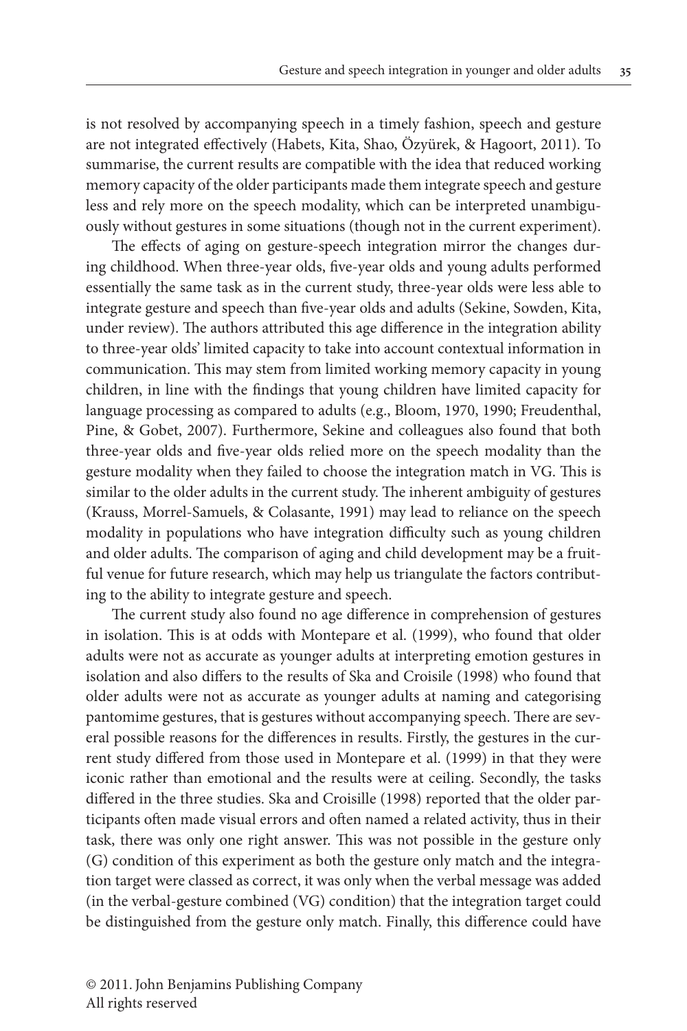is not resolved by accompanying speech in a timely fashion, speech and gesture are not integrated effectively (Habets, Kita, Shao, Özyürek, & Hagoort, 2011). To summarise, the current results are compatible with the idea that reduced working memory capacity of the older participants made them integrate speech and gesture less and rely more on the speech modality, which can be interpreted unambiguously without gestures in some situations (though not in the current experiment).

The effects of aging on gesture-speech integration mirror the changes during childhood. When three-year olds, five-year olds and young adults performed essentially the same task as in the current study, three-year olds were less able to integrate gesture and speech than five-year olds and adults (Sekine, Sowden, Kita, under review). The authors attributed this age difference in the integration ability to three-year olds' limited capacity to take into account contextual information in communication. This may stem from limited working memory capacity in young children, in line with the findings that young children have limited capacity for language processing as compared to adults (e.g., Bloom, 1970, 1990; Freudenthal, Pine, & Gobet, 2007). Furthermore, Sekine and colleagues also found that both three-year olds and five-year olds relied more on the speech modality than the gesture modality when they failed to choose the integration match in VG. This is similar to the older adults in the current study. The inherent ambiguity of gestures (Krauss, Morrel-Samuels, & Colasante, 1991) may lead to reliance on the speech modality in populations who have integration difficulty such as young children and older adults. The comparison of aging and child development may be a fruitful venue for future research, which may help us triangulate the factors contributing to the ability to integrate gesture and speech.

The current study also found no age difference in comprehension of gestures in isolation. This is at odds with Montepare et al. (1999), who found that older adults were not as accurate as younger adults at interpreting emotion gestures in isolation and also differs to the results of Ska and Croisile (1998) who found that older adults were not as accurate as younger adults at naming and categorising pantomime gestures, that is gestures without accompanying speech. There are several possible reasons for the differences in results. Firstly, the gestures in the current study differed from those used in Montepare et al. (1999) in that they were iconic rather than emotional and the results were at ceiling. Secondly, the tasks differed in the three studies. Ska and Croisille (1998) reported that the older participants often made visual errors and often named a related activity, thus in their task, there was only one right answer. This was not possible in the gesture only (G) condition of this experiment as both the gesture only match and the integration target were classed as correct, it was only when the verbal message was added (in the verbal-gesture combined (VG) condition) that the integration target could be distinguished from the gesture only match. Finally, this difference could have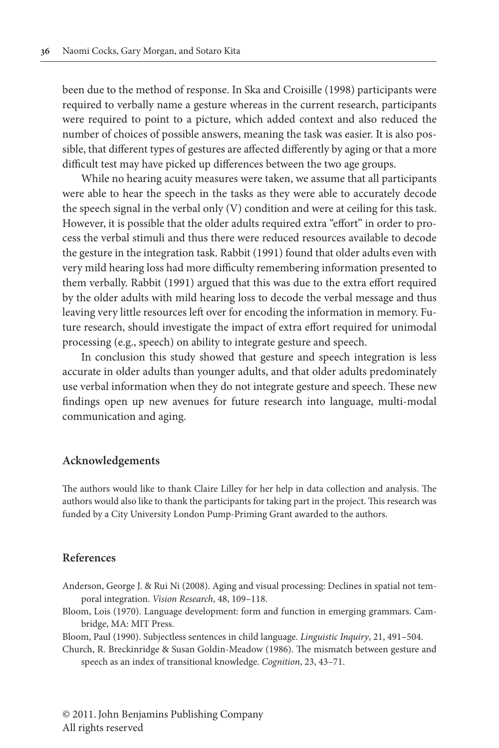been due to the method of response. In Ska and Croisille (1998) participants were required to verbally name a gesture whereas in the current research, participants were required to point to a picture, which added context and also reduced the number of choices of possible answers, meaning the task was easier. It is also possible, that different types of gestures are affected differently by aging or that a more difficult test may have picked up differences between the two age groups.

While no hearing acuity measures were taken, we assume that all participants were able to hear the speech in the tasks as they were able to accurately decode the speech signal in the verbal only (V) condition and were at ceiling for this task. However, it is possible that the older adults required extra "effort" in order to process the verbal stimuli and thus there were reduced resources available to decode the gesture in the integration task. Rabbit (1991) found that older adults even with very mild hearing loss had more difficulty remembering information presented to them verbally. Rabbit (1991) argued that this was due to the extra effort required by the older adults with mild hearing loss to decode the verbal message and thus leaving very little resources left over for encoding the information in memory. Future research, should investigate the impact of extra effort required for unimodal processing (e.g., speech) on ability to integrate gesture and speech.

In conclusion this study showed that gesture and speech integration is less accurate in older adults than younger adults, and that older adults predominately use verbal information when they do not integrate gesture and speech. These new findings open up new avenues for future research into language, multi-modal communication and aging.

## Acknowledgements

The authors would like to thank Claire Lilley for her help in data collection and analysis. The authors would also like to thank the participants for taking part in the project. This research was funded by a City University London Pump-Priming Grant awarded to the authors.

## References

Anderson, George J. & Rui Ni (2008). Aging and visual processing: Declines in spatial not temporal integration. *Vision Research*, 48, 109–118.

Bloom, Lois (1970). Language development: form and function in emerging grammars. Cambridge, MA: MIT Press.

Bloom, Paul (1990). Subjectless sentences in child language. *Linguistic Inquiry*, 21, 491–504.

Church, R. Breckinridge & Susan Goldin-Meadow (1986). The mismatch between gesture and speech as an index of transitional knowledge. *Cognition*, 23, 43–71.

© 2011. John Benjamins Publishing Company
All rights reserved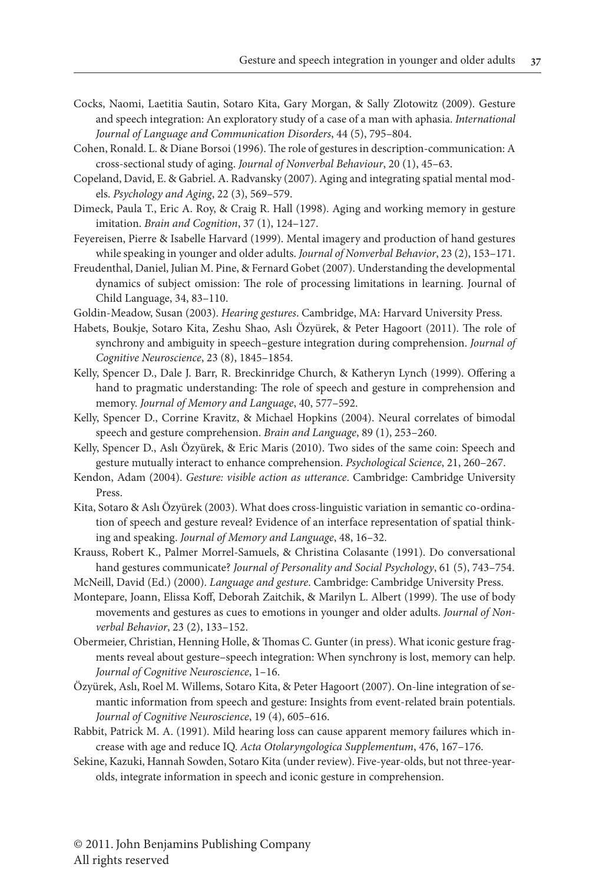Cocks, Naomi, Laetitia Sautin, Sotaro Kita, Gary Morgan, & Sally Zlotowitz (2009). Gesture and speech integration: An exploratory study of a case of a man with aphasia. *International Journal of Language and Communication Disorders*, 44 (5), 795–804.

Cohen, Ronald. L. & Diane Borsoi (1996). The role of gestures in description-communication: A cross-sectional study of aging. *Journal of Nonverbal Behaviour*, 20 (1), 45–63.

Copeland, David, E. & Gabriel. A. Radvansky (2007). Aging and integrating spatial mental models. *Psychology and Aging*, 22 (3), 569–579.

Dimeck, Paula T., Eric A. Roy, & Craig R. Hall (1998). Aging and working memory in gesture imitation. *Brain and Cognition*, 37 (1), 124–127.

Feyereisen, Pierre & Isabelle Harvard (1999). Mental imagery and production of hand gestures while speaking in younger and older adults. *Journal of Nonverbal Behavior*, 23 (2), 153–171.

Freudenthal, Daniel, Julian M. Pine, & Fernard Gobet (2007). Understanding the developmental dynamics of subject omission: The role of processing limitations in learning. Journal of Child Language, 34, 83–110.

Goldin-Meadow, Susan (2003). *Hearing gestures*. Cambridge, MA: Harvard University Press.

Habets, Boukje, Sotaro Kita, Zeshu Shao, Aslı Özyürek, & Peter Hagoort (2011). The role of synchrony and ambiguity in speech–gesture integration during comprehension. *Journal of Cognitive Neuroscience*, 23 (8), 1845–1854.

Kelly, Spencer D., Dale J. Barr, R. Breckinridge Church, & Katheryn Lynch (1999). Offering a hand to pragmatic understanding: The role of speech and gesture in comprehension and memory. *Journal of Memory and Language*, 40, 577–592.

Kelly, Spencer D., Corrine Kravitz, & Michael Hopkins (2004). Neural correlates of bimodal speech and gesture comprehension. *Brain and Language*, 89 (1), 253–260.

Kelly, Spencer D., Aslı Özyürek, & Eric Maris (2010). Two sides of the same coin: Speech and gesture mutually interact to enhance comprehension. *Psychological Science*, 21, 260–267.

Kendon, Adam (2004). *Gesture: visible action as utterance*. Cambridge: Cambridge University Press.

Kita, Sotaro & Aslı Özyürek (2003). What does cross-linguistic variation in semantic co-ordination of speech and gesture reveal? Evidence of an interface representation of spatial thinking and speaking. *Journal of Memory and Language*, 48, 16–32.

Krauss, Robert K., Palmer Morrel-Samuels, & Christina Colasante (1991). Do conversational hand gestures communicate? *Journal of Personality and Social Psychology*, 61 (5), 743–754.

McNeill, David (Ed.) (2000). *Language and gesture*. Cambridge: Cambridge University Press.

Montepare, Joann, Elissa Koff, Deborah Zaitchik, & Marilyn L. Albert (1999). The use of body movements and gestures as cues to emotions in younger and older adults. *Journal of Nonverbal Behavior*, 23 (2), 133–152.

Obermeier, Christian, Henning Holle, & Thomas C. Gunter (in press). What iconic gesture fragments reveal about gesture–speech integration: When synchrony is lost, memory can help. *Journal of Cognitive Neuroscience*, 1–16.

Özyürek, Aslı, Roel M. Willems, Sotaro Kita, & Peter Hagoort (2007). On-line integration of semantic information from speech and gesture: Insights from event-related brain potentials. *Journal of Cognitive Neuroscience*, 19 (4), 605–616.

Rabbit, Patrick M. A. (1991). Mild hearing loss can cause apparent memory failures which increase with age and reduce IQ. *Acta Otolaryngologica Supplementum*, 476, 167–176.

Sekine, Kazuki, Hannah Sowden, Sotaro Kita (under review). Five-year-olds, but not three-year-olds, integrate information in speech and iconic gesture in comprehension.

© 2011. John Benjamins Publishing Company
All rights reserved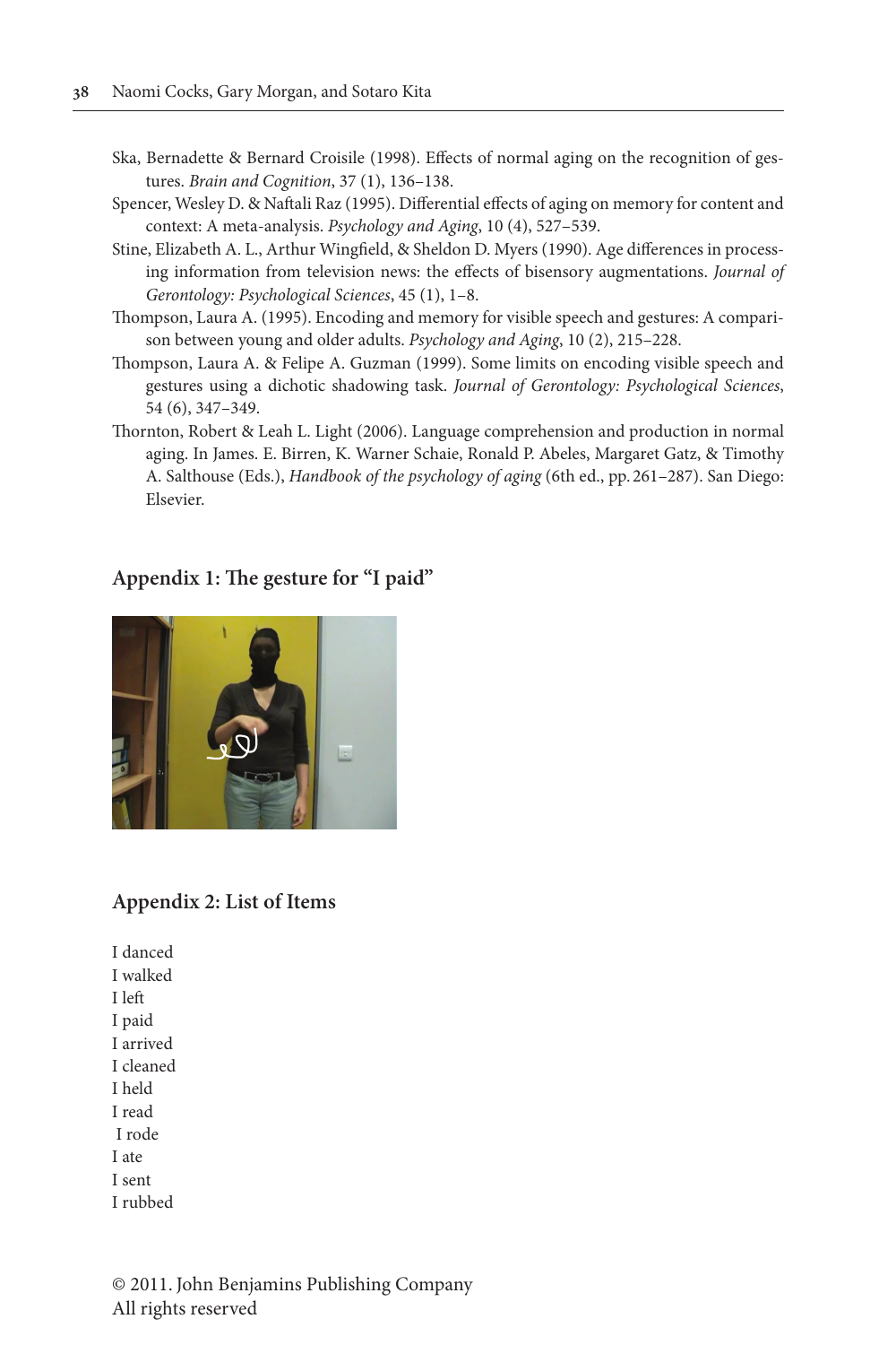Ska, Bernadette & Bernard Croisile (1998). Effects of normal aging on the recognition of gestures. *Brain and Cognition*, 37 (1), 136–138.

Spencer, Wesley D. & Naftali Raz (1995). Differential effects of aging on memory for content and context: A meta-analysis. *Psychology and Aging*, 10 (4), 527–539.

Stine, Elizabeth A. L., Arthur Wingfield, & Sheldon D. Myers (1990). Age differences in processing information from television news: the effects of bisensory augmentations. *Journal of Gerontology: Psychological Sciences*, 45 (1), 1–8.

Thompson, Laura A. (1995). Encoding and memory for visible speech and gestures: A comparison between young and older adults. *Psychology and Aging*, 10 (2), 215–228.

Thompson, Laura A. & Felipe A. Guzman (1999). Some limits on encoding visible speech and gestures using a dichotic shadowing task. *Journal of Gerontology: Psychological Sciences*, 54 (6), 347–349.

Thornton, Robert & Leah L. Light (2006). Language comprehension and production in normal aging. In James. E. Birren, K. Warner Schaie, Ronald P. Abeles, Margaret Gatz, & Timothy A. Salthouse (Eds.), *Handbook of the psychology of aging* (6th ed., pp. 261–287). San Diego: Elsevier.

## Appendix 1: The gesture for "I paid"

## Appendix 2: List of Items

I danced
I walked
I left
I paid
I arrived
I cleaned
I held
I read
I rode
I ate
I sent
I rubbed

© 2011. John Benjamins Publishing Company
All rights reserved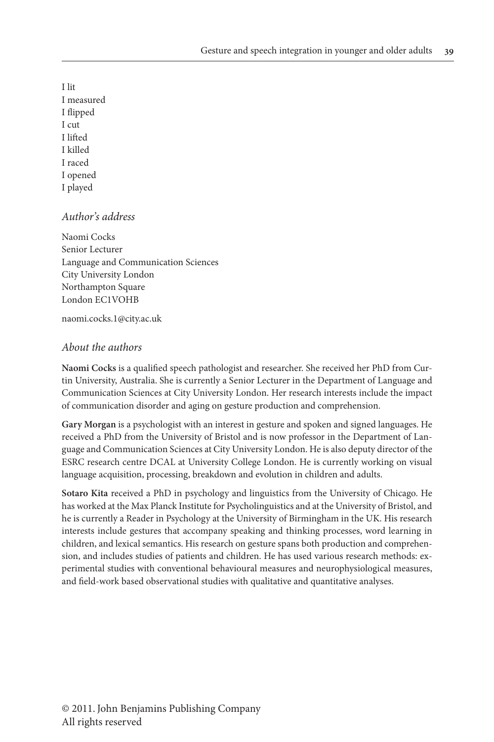I lit
I measured
I flipped
I cut
I lifted
I killed
I raced
I opened
I played

*Author's address*

Naomi Cocks
Senior Lecturer
Language and Communication Sciences
City University London
Northampton Square
London EC1VOHB

naomi.cocks.1@city.ac.uk

*About the authors*

**Naomi Cocks** is a qualified speech pathologist and researcher. She received her PhD from Curtin University, Australia. She is currently a Senior Lecturer in the Department of Language and Communication Sciences at City University London. Her research interests include the impact of communication disorder and aging on gesture production and comprehension.

**Gary Morgan** is a psychologist with an interest in gesture and spoken and signed languages. He received a PhD from the University of Bristol and is now professor in the Department of Language and Communication Sciences at City University London. He is also deputy director of the ESRC research centre DCAL at University College London. He is currently working on visual language acquisition, processing, breakdown and evolution in children and adults.

**Sotaro Kita** received a PhD in psychology and linguistics from the University of Chicago. He has worked at the Max Planck Institute for Psycholinguistics and at the University of Bristol, and he is currently a Reader in Psychology at the University of Birmingham in the UK. His research interests include gestures that accompany speaking and thinking processes, word learning in children, and lexical semantics. His research on gesture spans both production and comprehension, and includes studies of patients and children. He has used various research methods: experimental studies with conventional behavioural measures and neurophysiological measures, and field-work based observational studies with qualitative and quantitative analyses.

© 2011. John Benjamins Publishing Company
All rights reserved